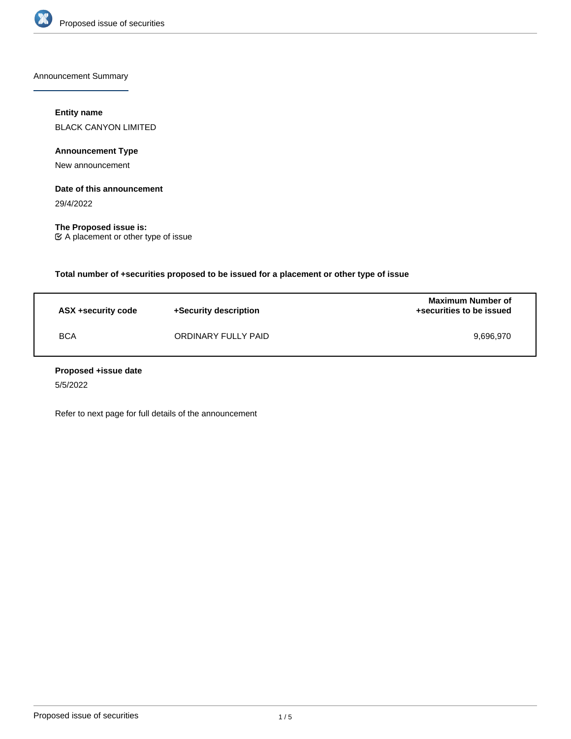## Announcement Summary

**Entity name**

BLACK CANYON LIMITED

**Announcement Type**

New announcement

**Date of this announcement**

29/4/2022

**The Proposed issue is:**

☑ A placement or other type of issue

**Total number of +securities proposed to be issued for a placement or other type of issue**

| ASX +security code | +Security description | Maximum Number of +securities to be issued |
|---|---|---|
| BCA | ORDINARY FULLY PAID | 9,696,970 |

**Proposed +issue date**

5/5/2022

Refer to next page for full details of the announcement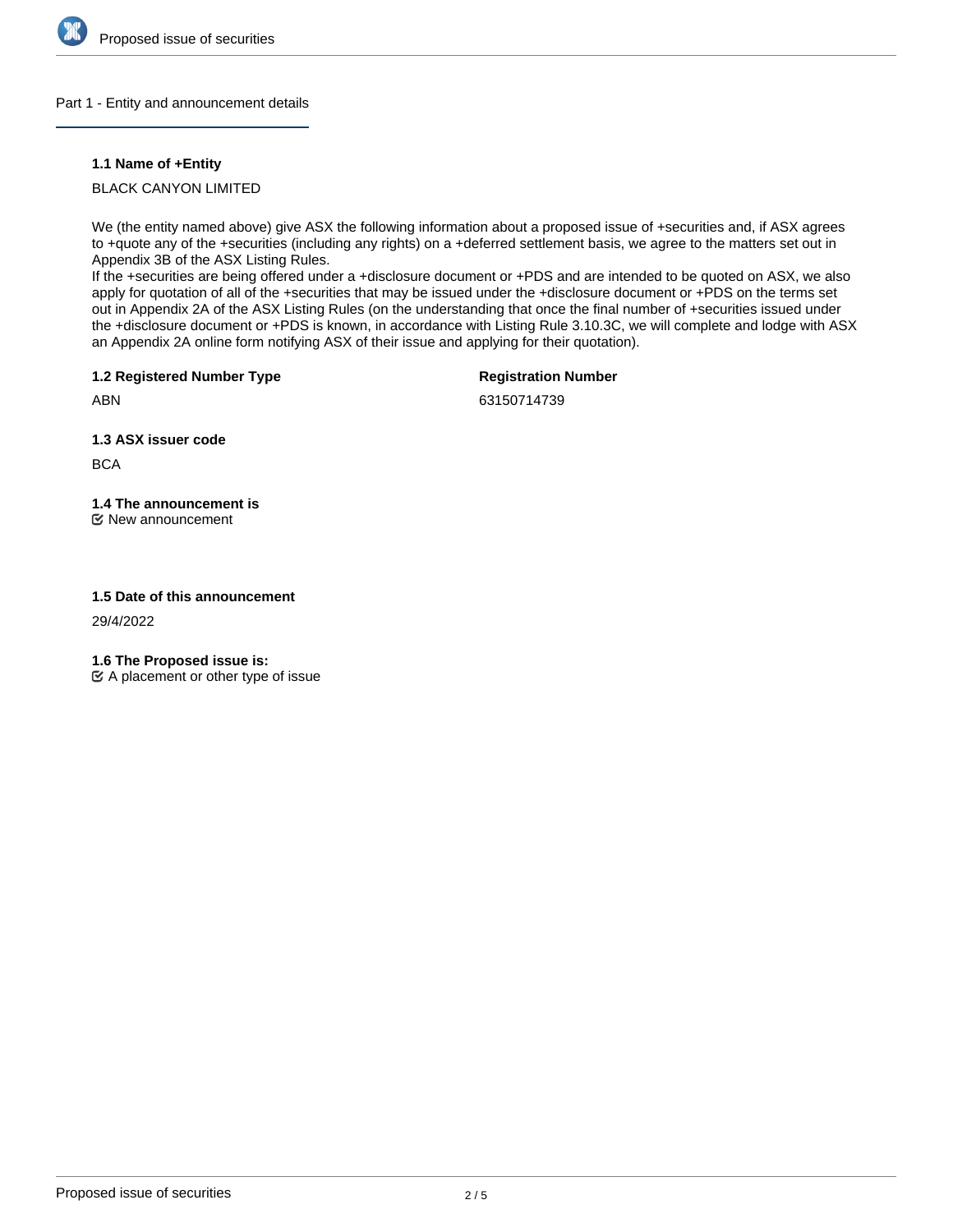## Part 1 - Entity and announcement details

### 1.1 Name of +Entity

BLACK CANYON LIMITED

We (the entity named above) give ASX the following information about a proposed issue of +securities and, if ASX agrees to +quote any of the +securities (including any rights) on a +deferred settlement basis, we agree to the matters set out in Appendix 3B of the ASX Listing Rules.
If the +securities are being offered under a +disclosure document or +PDS and are intended to be quoted on ASX, we also apply for quotation of all of the +securities that may be issued under the +disclosure document or +PDS on the terms set out in Appendix 2A of the ASX Listing Rules (on the understanding that once the final number of +securities issued under the +disclosure document or +PDS is known, in accordance with Listing Rule 3.10.3C, we will complete and lodge with ASX an Appendix 2A online form notifying ASX of their issue and applying for their quotation).

### 1.2 Registered Number Type

ABN

**Registration Number**

63150714739

### 1.3 ASX issuer code

BCA

### 1.4 The announcement is

☑ New announcement

### 1.5 Date of this announcement

29/4/2022

### 1.6 The Proposed issue is:

☑ A placement or other type of issue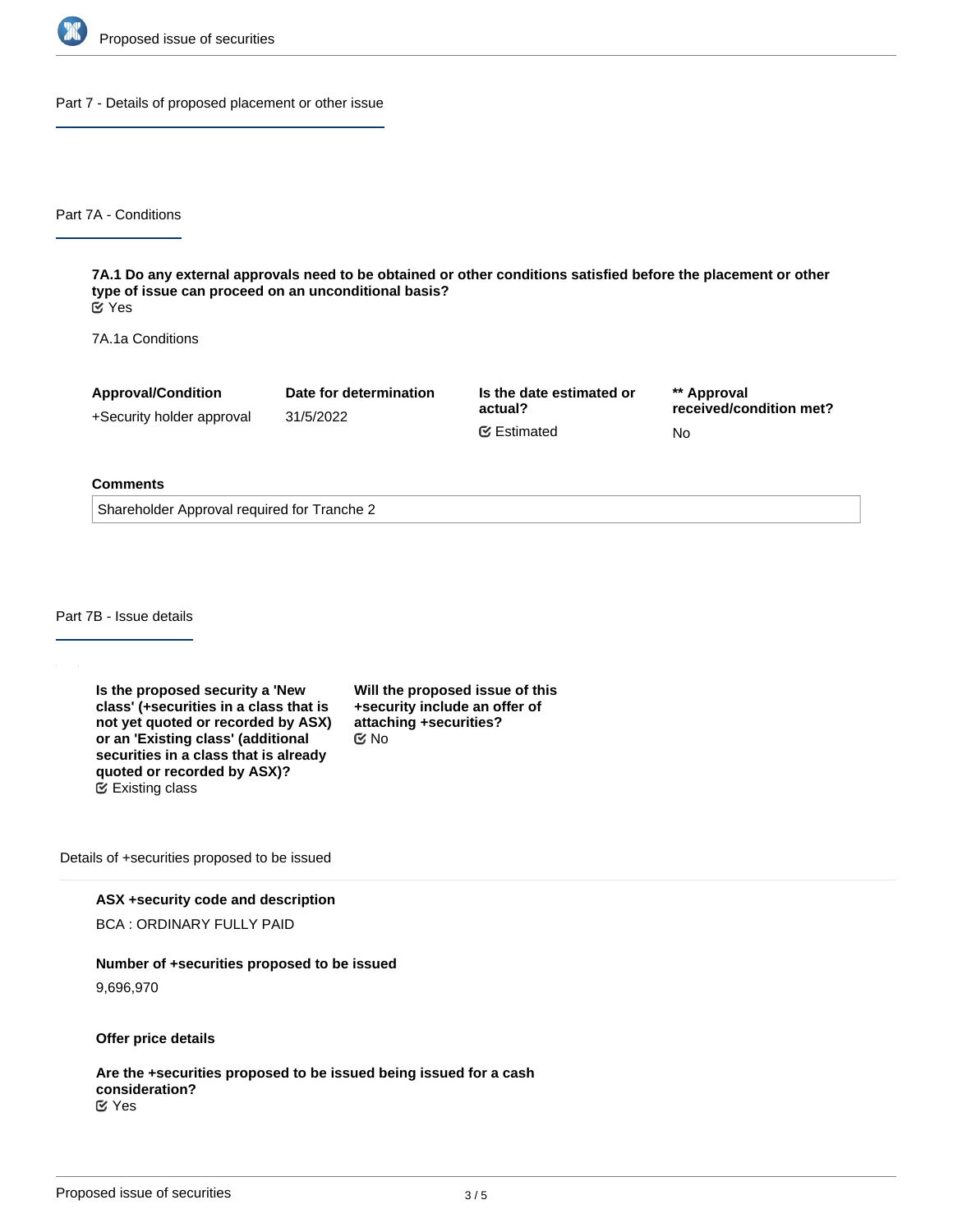## Part 7 - Details of proposed placement or other issue

### Part 7A - Conditions

**7A.1 Do any external approvals need to be obtained or other conditions satisfied before the placement or other type of issue can proceed on an unconditional basis?**
Yes

7A.1a Conditions

| Approval/Condition | Date for determination | Is the date estimated or actual? | ** Approval received/condition met? |
|---|---|---|---|
| +Security holder approval | 31/5/2022 | Estimated | No |

**Comments**

Shareholder Approval required for Tranche 2

### Part 7B - Issue details

**Is the proposed security a 'New class' (+securities in a class that is not yet quoted or recorded by ASX) or an 'Existing class' (additional securities in a class that is already quoted or recorded by ASX)?**
Existing class

**Will the proposed issue of this +security include an offer of attaching +securities?**
No

Details of +securities proposed to be issued

**ASX +security code and description**

BCA : ORDINARY FULLY PAID

**Number of +securities proposed to be issued**

9,696,970

**Offer price details**

**Are the +securities proposed to be issued being issued for a cash consideration?**
Yes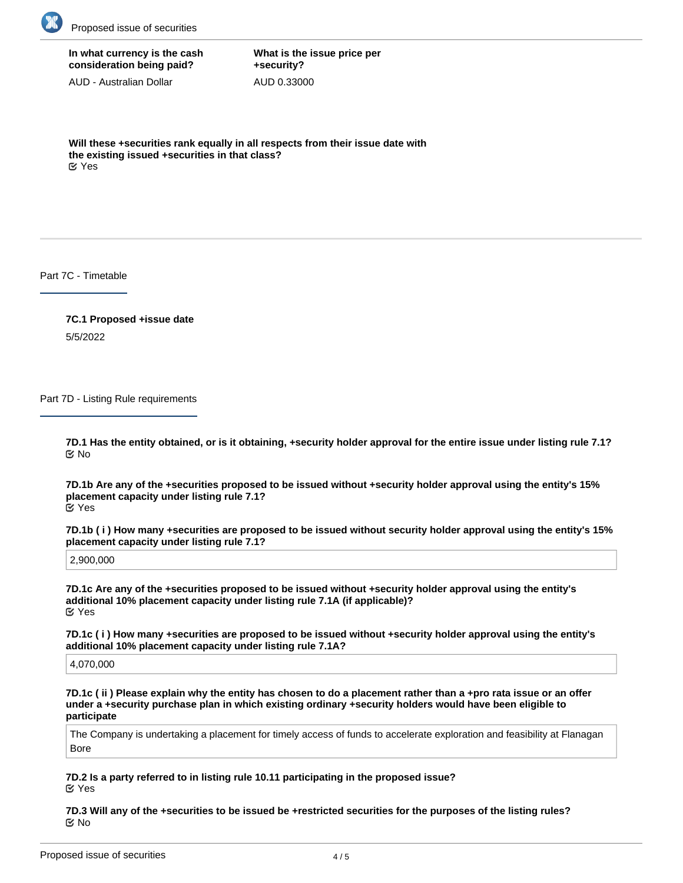**In what currency is the cash consideration being paid?**

AUD - Australian Dollar

**What is the issue price per +security?**

AUD 0.33000

**Will these +securities rank equally in all respects from their issue date with the existing issued +securities in that class?**

Yes

## Part 7C - Timetable

**7C.1 Proposed +issue date**

5/5/2022

## Part 7D - Listing Rule requirements

**7D.1 Has the entity obtained, or is it obtaining, +security holder approval for the entire issue under listing rule 7.1?**

No

**7D.1b Are any of the +securities proposed to be issued without +security holder approval using the entity's 15% placement capacity under listing rule 7.1?**

Yes

**7D.1b ( i ) How many +securities are proposed to be issued without security holder approval using the entity's 15% placement capacity under listing rule 7.1?**

2,900,000

**7D.1c Are any of the +securities proposed to be issued without +security holder approval using the entity's additional 10% placement capacity under listing rule 7.1A (if applicable)?**

Yes

**7D.1c ( i ) How many +securities are proposed to be issued without +security holder approval using the entity's additional 10% placement capacity under listing rule 7.1A?**

4,070,000

**7D.1c ( ii ) Please explain why the entity has chosen to do a placement rather than a +pro rata issue or an offer under a +security purchase plan in which existing ordinary +security holders would have been eligible to participate**

The Company is undertaking a placement for timely access of funds to accelerate exploration and feasibility at Flanagan Bore

**7D.2 Is a party referred to in listing rule 10.11 participating in the proposed issue?**

Yes

**7D.3 Will any of the +securities to be issued be +restricted securities for the purposes of the listing rules?**

No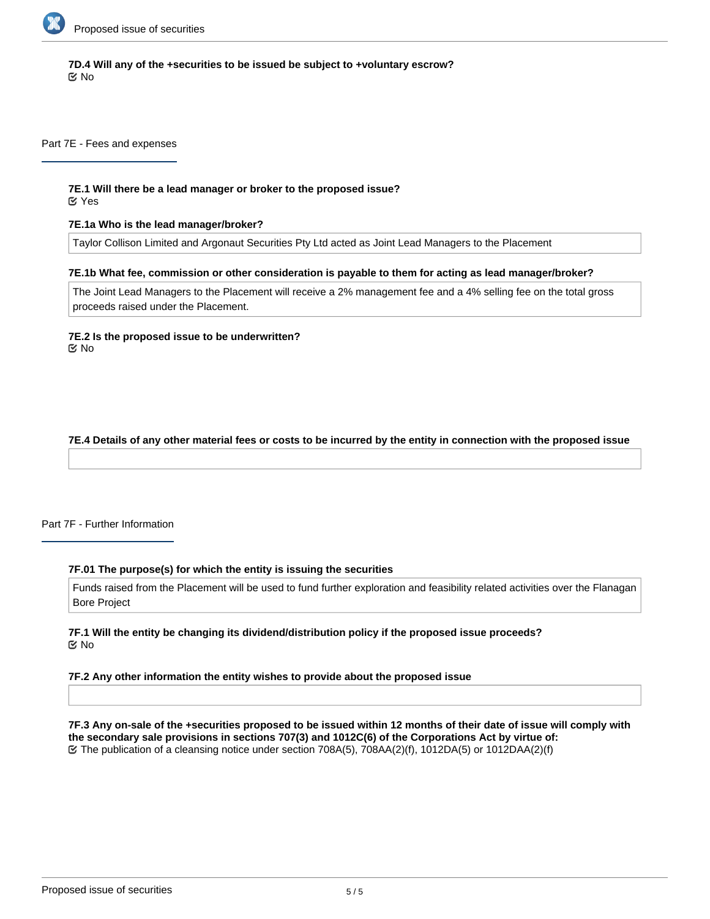**7D.4 Will any of the +securities to be issued be subject to +voluntary escrow?**
☑ No

## Part 7E - Fees and expenses

**7E.1 Will there be a lead manager or broker to the proposed issue?**
☑ Yes

**7E.1a Who is the lead manager/broker?**

Taylor Collison Limited and Argonaut Securities Pty Ltd acted as Joint Lead Managers to the Placement

**7E.1b What fee, commission or other consideration is payable to them for acting as lead manager/broker?**

The Joint Lead Managers to the Placement will receive a 2% management fee and a 4% selling fee on the total gross proceeds raised under the Placement.

**7E.2 Is the proposed issue to be underwritten?**
☑ No

**7E.4 Details of any other material fees or costs to be incurred by the entity in connection with the proposed issue**

## Part 7F - Further Information

**7F.01 The purpose(s) for which the entity is issuing the securities**

Funds raised from the Placement will be used to fund further exploration and feasibility related activities over the Flanagan Bore Project

**7F.1 Will the entity be changing its dividend/distribution policy if the proposed issue proceeds?**
☑ No

**7F.2 Any other information the entity wishes to provide about the proposed issue**

**7F.3 Any on-sale of the +securities proposed to be issued within 12 months of their date of issue will comply with the secondary sale provisions in sections 707(3) and 1012C(6) of the Corporations Act by virtue of:**
☑ The publication of a cleansing notice under section 708A(5), 708AA(2)(f), 1012DA(5) or 1012DAA(2)(f)